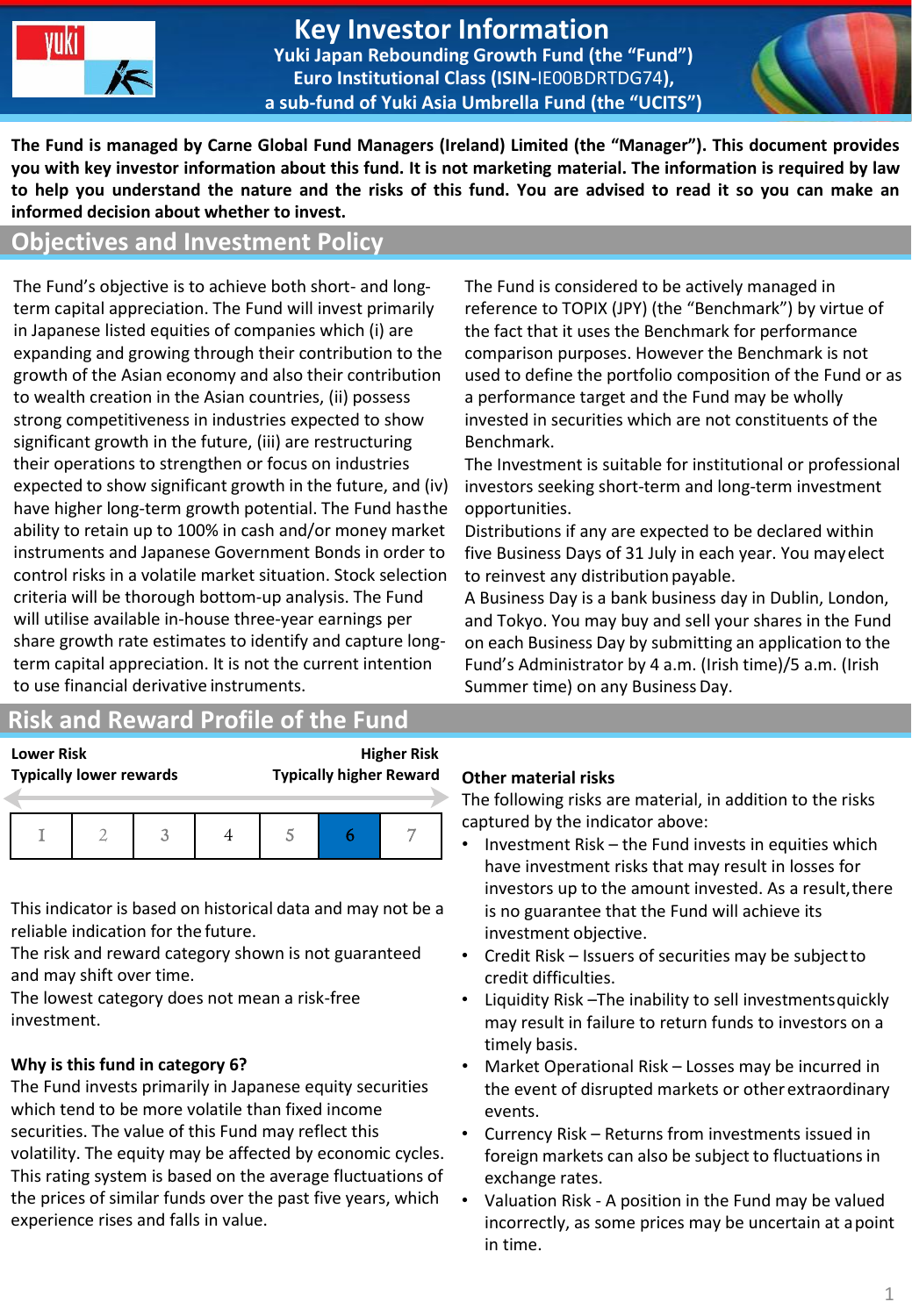# Key Investor Information

**Yuki Japan Rebounding Growth Fund (the "Fund")**
**Euro Institutional Class (ISIN-IE00BDRTDG74),**
**a sub-fund of Yuki Asia Umbrella Fund (the "UCITS")**

**The Fund is managed by Carne Global Fund Managers (Ireland) Limited (the "Manager"). This document provides you with key investor information about this fund. It is not marketing material. The information is required by law to help you understand the nature and the risks of this fund. You are advised to read it so you can make an informed decision about whether to invest.**

## Objectives and Investment Policy

The Fund's objective is to achieve both short- and long-term capital appreciation. The Fund will invest primarily in Japanese listed equities of companies which (i) are expanding and growing through their contribution to the growth of the Asian economy and also their contribution to wealth creation in the Asian countries, (ii) possess strong competitiveness in industries expected to show significant growth in the future, (iii) are restructuring their operations to strengthen or focus on industries expected to show significant growth in the future, and (iv) have higher long-term growth potential. The Fund has the ability to retain up to 100% in cash and/or money market instruments and Japanese Government Bonds in order to control risks in a volatile market situation. Stock selection criteria will be thorough bottom-up analysis. The Fund will utilise available in-house three-year earnings per share growth rate estimates to identify and capture long-term capital appreciation. It is not the current intention to use financial derivative instruments.

The Fund is considered to be actively managed in reference to TOPIX (JPY) (the "Benchmark") by virtue of the fact that it uses the Benchmark for performance comparison purposes. However the Benchmark is not used to define the portfolio composition of the Fund or as a performance target and the Fund may be wholly invested in securities which are not constituents of the Benchmark.

The Investment is suitable for institutional or professional investors seeking short-term and long-term investment opportunities.

Distributions if any are expected to be declared within five Business Days of 31 July in each year. You may elect to reinvest any distribution payable.

A Business Day is a bank business day in Dublin, London, and Tokyo. You may buy and sell your shares in the Fund on each Business Day by submitting an application to the Fund's Administrator by 4 a.m. (Irish time)/5 a.m. (Irish Summer time) on any Business Day.

## Risk and Reward Profile of the Fund

| **Lower Risk** **Typically lower rewards** | | | | | | **Higher Risk** **Typically higher Reward** |
|---|---|---|---|---|---|---|
| 1 | 2 | 3 | 4 | 5 | **6** | 7 |

This indicator is based on historical data and may not be a reliable indication for the future.
The risk and reward category shown is not guaranteed and may shift over time.
The lowest category does not mean a risk-free investment.

**Why is this fund in category 6?**

The Fund invests primarily in Japanese equity securities which tend to be more volatile than fixed income securities. The value of this Fund may reflect this volatility. The equity may be affected by economic cycles. This rating system is based on the average fluctuations of the prices of similar funds over the past five years, which experience rises and falls in value.

**Other material risks**

The following risks are material, in addition to the risks captured by the indicator above:

- Investment Risk – the Fund invests in equities which have investment risks that may result in losses for investors up to the amount invested. As a result, there is no guarantee that the Fund will achieve its investment objective.
- Credit Risk – Issuers of securities may be subject to credit difficulties.
- Liquidity Risk –The inability to sell investments quickly may result in failure to return funds to investors on a timely basis.
- Market Operational Risk – Losses may be incurred in the event of disrupted markets or other extraordinary events.
- Currency Risk – Returns from investments issued in foreign markets can also be subject to fluctuations in exchange rates.
- Valuation Risk - A position in the Fund may be valued incorrectly, as some prices may be uncertain at a point in time.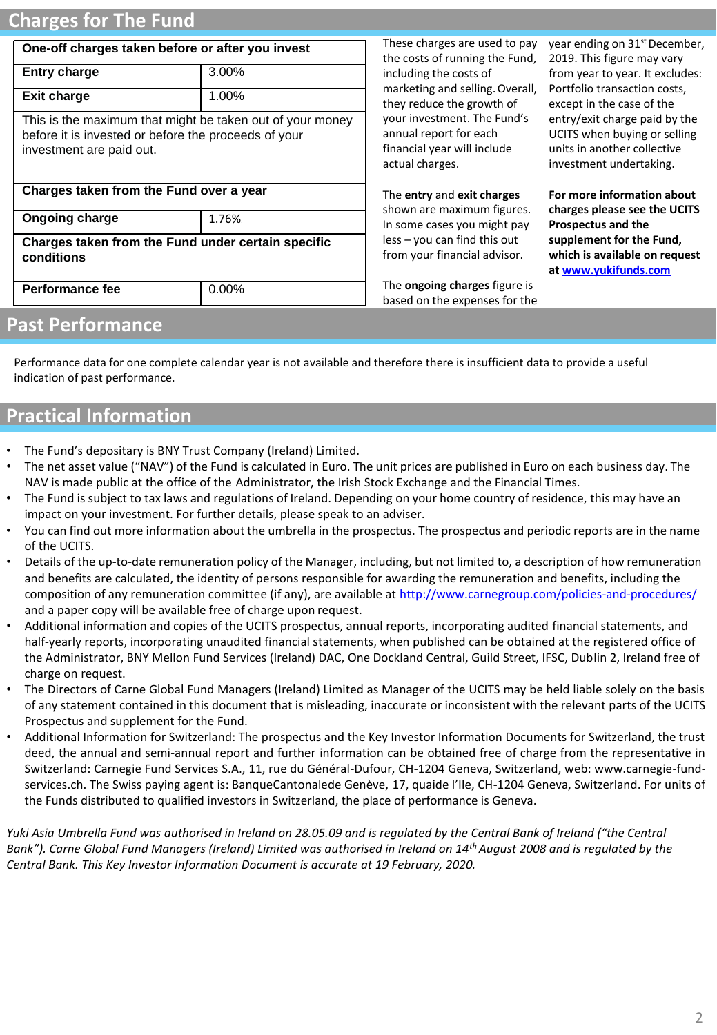## Charges for The Fund

| One-off charges taken before or after you invest | |
|---|---|
| **Entry charge** | 3.00% |
| **Exit charge** | 1.00% |
| This is the maximum that might be taken out of your money before it is invested or before the proceeds of your investment are paid out. | |
| **Charges taken from the Fund over a year** | |
| **Ongoing charge** | 1.76% |
| **Charges taken from the Fund under certain specific conditions** | |
| **Performance fee** | 0.00% |

These charges are used to pay the costs of running the Fund, including the costs of marketing and selling. Overall, they reduce the growth of your investment. The Fund's annual report for each financial year will include actual charges.

The **entry** and **exit charges** shown are maximum figures. In some cases you might pay less – you can find this out from your financial advisor.

The **ongoing charges** figure is based on the expenses for the year ending on 31st December, 2019. This figure may vary from year to year. It excludes: Portfolio transaction costs, except in the case of the entry/exit charge paid by the UCITS when buying or selling units in another collective investment undertaking.

**For more information about charges please see the UCITS Prospectus and the supplement for the Fund, which is available on request at www.yukifunds.com**

## Past Performance

Performance data for one complete calendar year is not available and therefore there is insufficient data to provide a useful indication of past performance.

## Practical Information

- The Fund's depositary is BNY Trust Company (Ireland) Limited.
- The net asset value ("NAV") of the Fund is calculated in Euro. The unit prices are published in Euro on each business day. The NAV is made public at the office of the Administrator, the Irish Stock Exchange and the Financial Times.
- The Fund is subject to tax laws and regulations of Ireland. Depending on your home country of residence, this may have an impact on your investment. For further details, please speak to an adviser.
- You can find out more information about the umbrella in the prospectus. The prospectus and periodic reports are in the name of the UCITS.
- Details of the up-to-date remuneration policy of the Manager, including, but not limited to, a description of how remuneration and benefits are calculated, the identity of persons responsible for awarding the remuneration and benefits, including the composition of any remuneration committee (if any), are available at http://www.carnegroup.com/policies-and-procedures/ and a paper copy will be available free of charge upon request.
- Additional information and copies of the UCITS prospectus, annual reports, incorporating audited financial statements, and half-yearly reports, incorporating unaudited financial statements, when published can be obtained at the registered office of the Administrator, BNY Mellon Fund Services (Ireland) DAC, One Dockland Central, Guild Street, IFSC, Dublin 2, Ireland free of charge on request.
- The Directors of Carne Global Fund Managers (Ireland) Limited as Manager of the UCITS may be held liable solely on the basis of any statement contained in this document that is misleading, inaccurate or inconsistent with the relevant parts of the UCITS Prospectus and supplement for the Fund.
- Additional Information for Switzerland: The prospectus and the Key Investor Information Documents for Switzerland, the trust deed, the annual and semi-annual report and further information can be obtained free of charge from the representative in Switzerland: Carnegie Fund Services S.A., 11, rue du Général-Dufour, CH-1204 Geneva, Switzerland, web: www.carnegie-fund-services.ch. The Swiss paying agent is: BanqueCantonalede Genève, 17, quaide l'Ile, CH-1204 Geneva, Switzerland. For units of the Funds distributed to qualified investors in Switzerland, the place of performance is Geneva.

*Yuki Asia Umbrella Fund was authorised in Ireland on 28.05.09 and is regulated by the Central Bank of Ireland ("the Central Bank"). Carne Global Fund Managers (Ireland) Limited was authorised in Ireland on 14th August 2008 and is regulated by the Central Bank. This Key Investor Information Document is accurate at 19 February, 2020.*